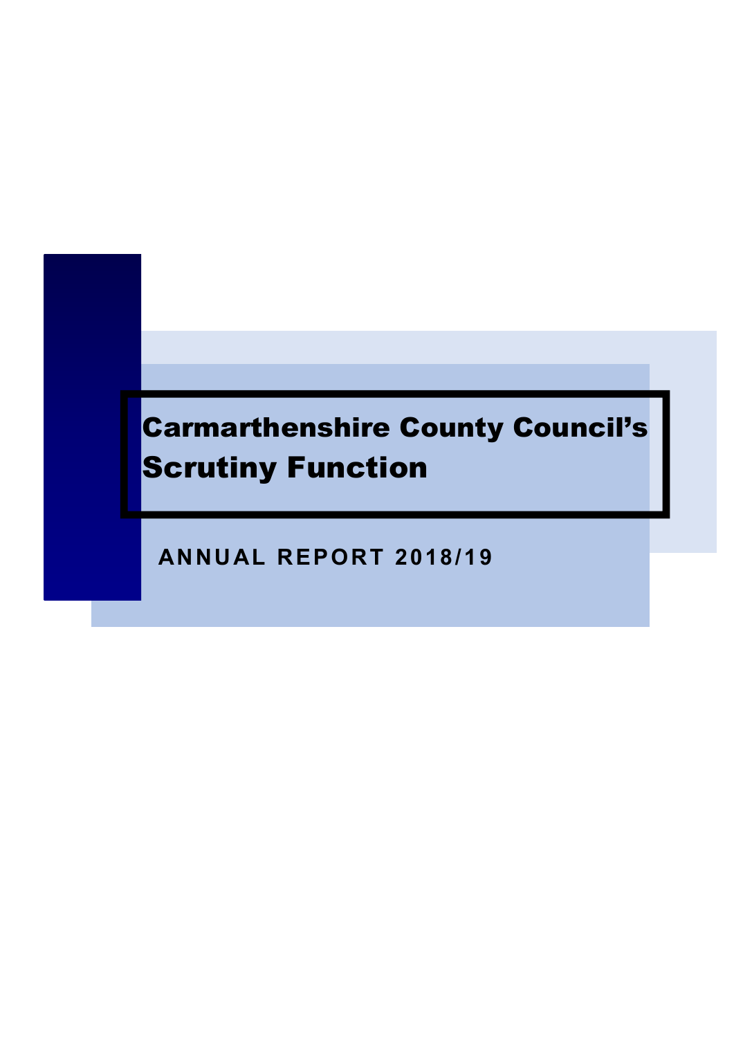# Carmarthenshire County Council's Scrutiny Function

## ANNUAL REPORT 2018/19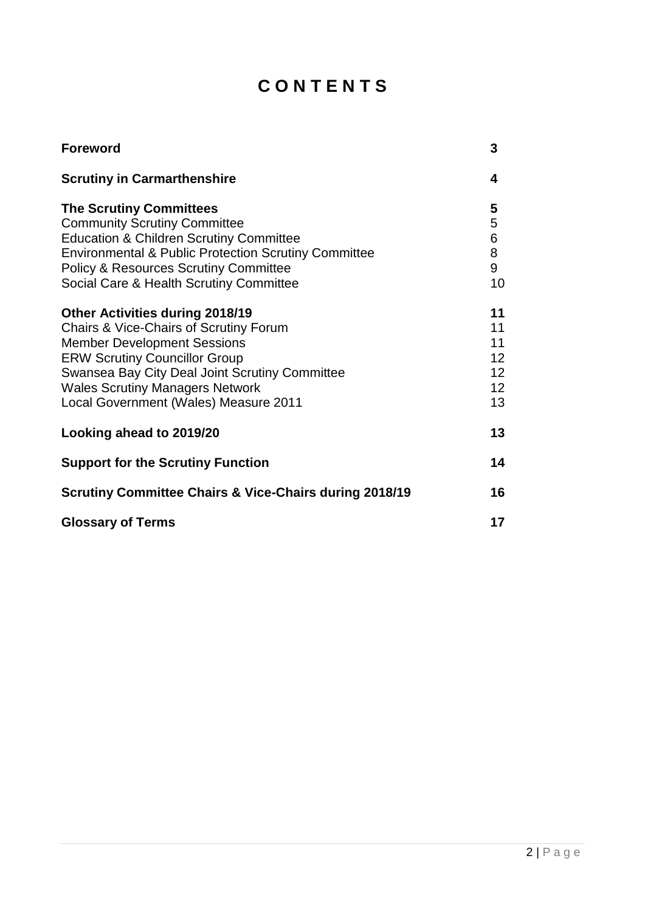# C O N T E N T S

| | |
|---|---|
| **Foreword** | **3** |
| **Scrutiny in Carmarthenshire** | **4** |
| **The Scrutiny Committees** | **5** |
| Community Scrutiny Committee | 5 |
| Education & Children Scrutiny Committee | 6 |
| Environmental & Public Protection Scrutiny Committee | 8 |
| Policy & Resources Scrutiny Committee | 9 |
| Social Care & Health Scrutiny Committee | 10 |
| **Other Activities during 2018/19** | **11** |
| Chairs & Vice-Chairs of Scrutiny Forum | 11 |
| Member Development Sessions | 11 |
| ERW Scrutiny Councillor Group | 12 |
| Swansea Bay City Deal Joint Scrutiny Committee | 12 |
| Wales Scrutiny Managers Network | 12 |
| Local Government (Wales) Measure 2011 | 13 |
| **Looking ahead to 2019/20** | **13** |
| **Support for the Scrutiny Function** | **14** |
| **Scrutiny Committee Chairs & Vice-Chairs during 2018/19** | **16** |
| **Glossary of Terms** | **17** |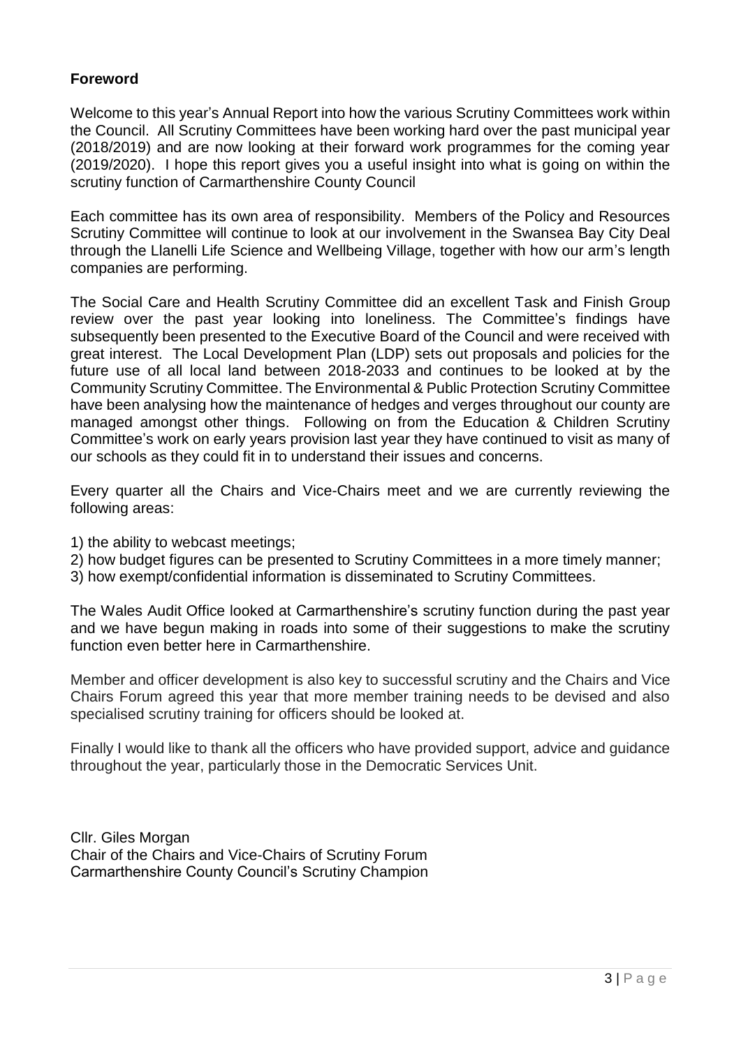## Foreword

Welcome to this year's Annual Report into how the various Scrutiny Committees work within the Council. All Scrutiny Committees have been working hard over the past municipal year (2018/2019) and are now looking at their forward work programmes for the coming year (2019/2020). I hope this report gives you a useful insight into what is going on within the scrutiny function of Carmarthenshire County Council

Each committee has its own area of responsibility. Members of the Policy and Resources Scrutiny Committee will continue to look at our involvement in the Swansea Bay City Deal through the Llanelli Life Science and Wellbeing Village, together with how our arm's length companies are performing.

The Social Care and Health Scrutiny Committee did an excellent Task and Finish Group review over the past year looking into loneliness. The Committee's findings have subsequently been presented to the Executive Board of the Council and were received with great interest. The Local Development Plan (LDP) sets out proposals and policies for the future use of all local land between 2018-2033 and continues to be looked at by the Community Scrutiny Committee. The Environmental & Public Protection Scrutiny Committee have been analysing how the maintenance of hedges and verges throughout our county are managed amongst other things. Following on from the Education & Children Scrutiny Committee's work on early years provision last year they have continued to visit as many of our schools as they could fit in to understand their issues and concerns.

Every quarter all the Chairs and Vice-Chairs meet and we are currently reviewing the following areas:

1) the ability to webcast meetings;
2) how budget figures can be presented to Scrutiny Committees in a more timely manner;
3) how exempt/confidential information is disseminated to Scrutiny Committees.

The Wales Audit Office looked at Carmarthenshire's scrutiny function during the past year and we have begun making in roads into some of their suggestions to make the scrutiny function even better here in Carmarthenshire.

Member and officer development is also key to successful scrutiny and the Chairs and Vice Chairs Forum agreed this year that more member training needs to be devised and also specialised scrutiny training for officers should be looked at.

Finally I would like to thank all the officers who have provided support, advice and guidance throughout the year, particularly those in the Democratic Services Unit.

Cllr. Giles Morgan
Chair of the Chairs and Vice-Chairs of Scrutiny Forum
Carmarthenshire County Council's Scrutiny Champion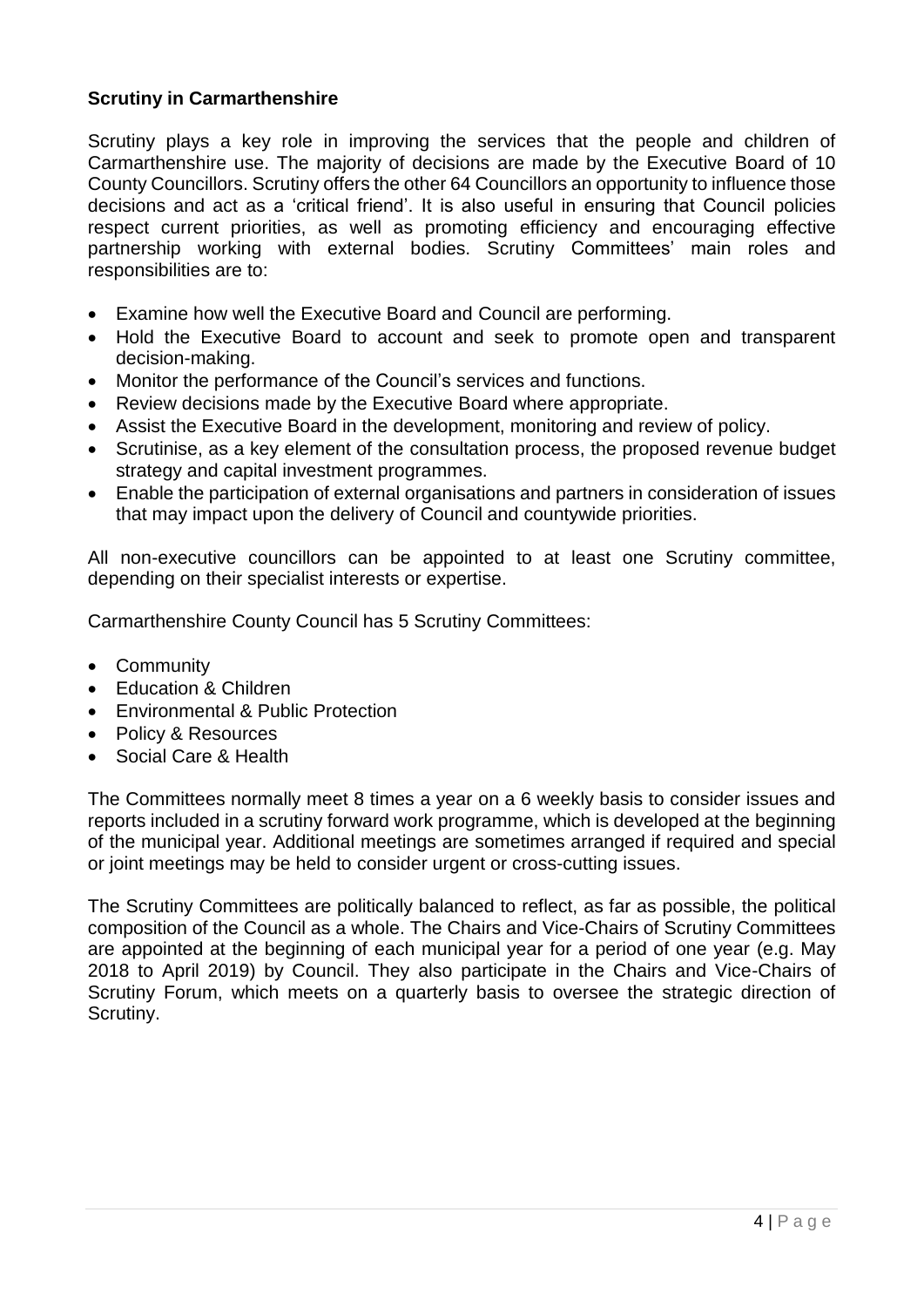**Scrutiny in Carmarthenshire**

Scrutiny plays a key role in improving the services that the people and children of Carmarthenshire use. The majority of decisions are made by the Executive Board of 10 County Councillors. Scrutiny offers the other 64 Councillors an opportunity to influence those decisions and act as a 'critical friend'. It is also useful in ensuring that Council policies respect current priorities, as well as promoting efficiency and encouraging effective partnership working with external bodies. Scrutiny Committees' main roles and responsibilities are to:

- Examine how well the Executive Board and Council are performing.
- Hold the Executive Board to account and seek to promote open and transparent decision-making.
- Monitor the performance of the Council's services and functions.
- Review decisions made by the Executive Board where appropriate.
- Assist the Executive Board in the development, monitoring and review of policy.
- Scrutinise, as a key element of the consultation process, the proposed revenue budget strategy and capital investment programmes.
- Enable the participation of external organisations and partners in consideration of issues that may impact upon the delivery of Council and countywide priorities.

All non-executive councillors can be appointed to at least one Scrutiny committee, depending on their specialist interests or expertise.

Carmarthenshire County Council has 5 Scrutiny Committees:

- Community
- Education & Children
- Environmental & Public Protection
- Policy & Resources
- Social Care & Health

The Committees normally meet 8 times a year on a 6 weekly basis to consider issues and reports included in a scrutiny forward work programme, which is developed at the beginning of the municipal year. Additional meetings are sometimes arranged if required and special or joint meetings may be held to consider urgent or cross-cutting issues.

The Scrutiny Committees are politically balanced to reflect, as far as possible, the political composition of the Council as a whole. The Chairs and Vice-Chairs of Scrutiny Committees are appointed at the beginning of each municipal year for a period of one year (e.g. May 2018 to April 2019) by Council. They also participate in the Chairs and Vice-Chairs of Scrutiny Forum, which meets on a quarterly basis to oversee the strategic direction of Scrutiny.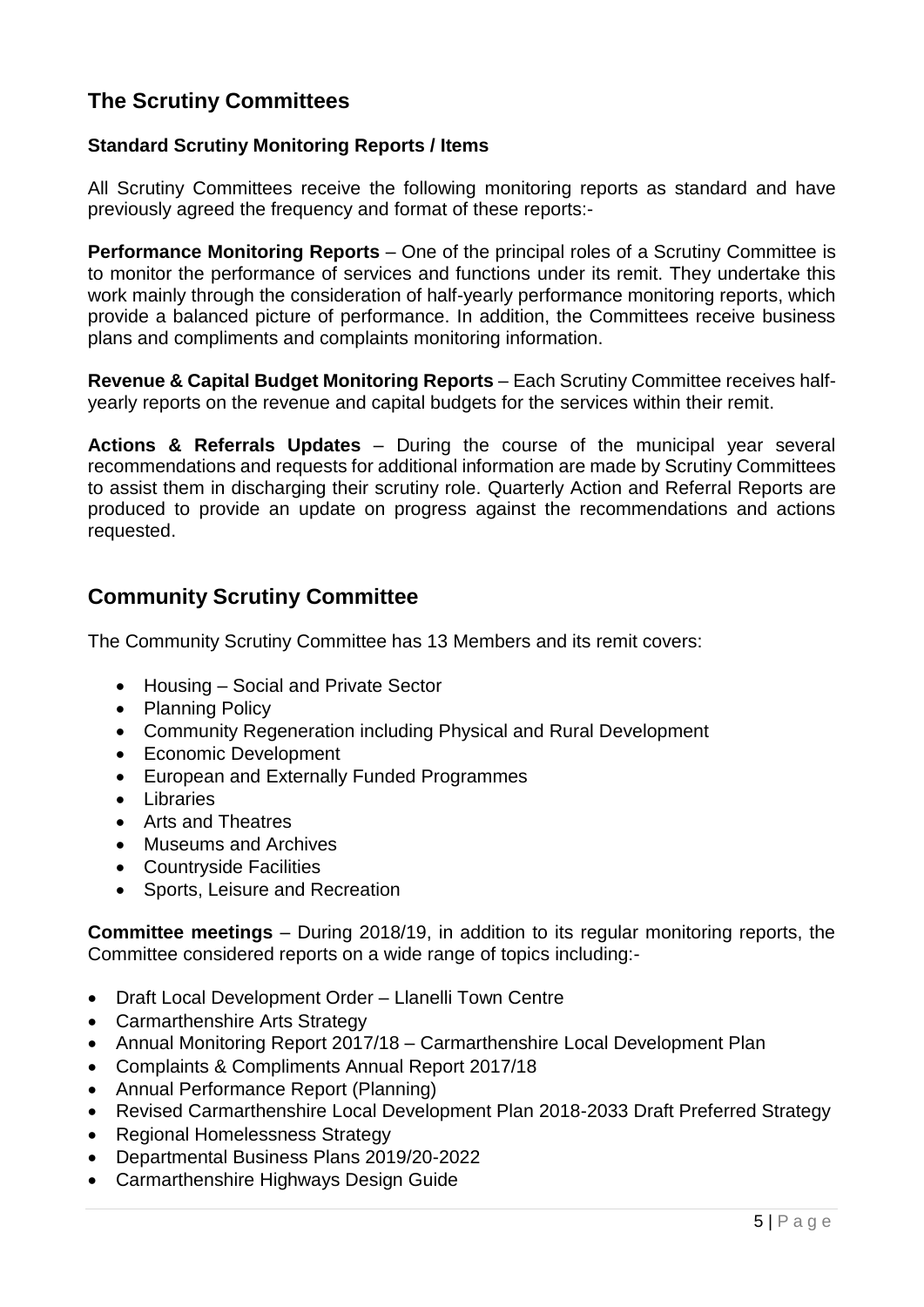## The Scrutiny Committees

### Standard Scrutiny Monitoring Reports / Items

All Scrutiny Committees receive the following monitoring reports as standard and have previously agreed the frequency and format of these reports:-

**Performance Monitoring Reports** – One of the principal roles of a Scrutiny Committee is to monitor the performance of services and functions under its remit. They undertake this work mainly through the consideration of half-yearly performance monitoring reports, which provide a balanced picture of performance. In addition, the Committees receive business plans and compliments and complaints monitoring information.

**Revenue & Capital Budget Monitoring Reports** – Each Scrutiny Committee receives half-yearly reports on the revenue and capital budgets for the services within their remit.

**Actions & Referrals Updates** – During the course of the municipal year several recommendations and requests for additional information are made by Scrutiny Committees to assist them in discharging their scrutiny role. Quarterly Action and Referral Reports are produced to provide an update on progress against the recommendations and actions requested.

## Community Scrutiny Committee

The Community Scrutiny Committee has 13 Members and its remit covers:

- Housing – Social and Private Sector
- Planning Policy
- Community Regeneration including Physical and Rural Development
- Economic Development
- European and Externally Funded Programmes
- Libraries
- Arts and Theatres
- Museums and Archives
- Countryside Facilities
- Sports, Leisure and Recreation

**Committee meetings** – During 2018/19, in addition to its regular monitoring reports, the Committee considered reports on a wide range of topics including:-

- Draft Local Development Order – Llanelli Town Centre
- Carmarthenshire Arts Strategy
- Annual Monitoring Report 2017/18 – Carmarthenshire Local Development Plan
- Complaints & Compliments Annual Report 2017/18
- Annual Performance Report (Planning)
- Revised Carmarthenshire Local Development Plan 2018-2033 Draft Preferred Strategy
- Regional Homelessness Strategy
- Departmental Business Plans 2019/20-2022
- Carmarthenshire Highways Design Guide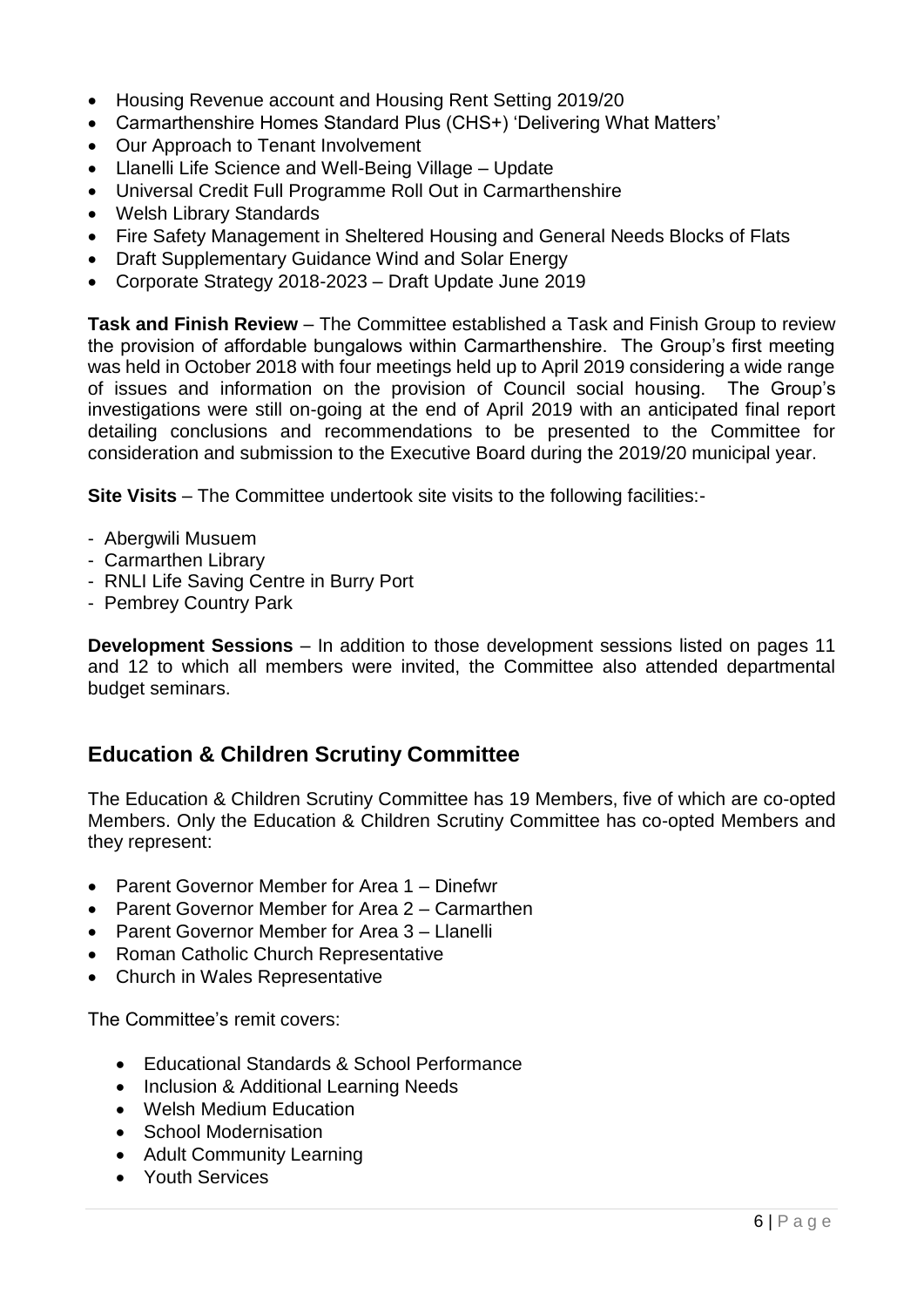- Housing Revenue account and Housing Rent Setting 2019/20
- Carmarthenshire Homes Standard Plus (CHS+) 'Delivering What Matters'
- Our Approach to Tenant Involvement
- Llanelli Life Science and Well-Being Village – Update
- Universal Credit Full Programme Roll Out in Carmarthenshire
- Welsh Library Standards
- Fire Safety Management in Sheltered Housing and General Needs Blocks of Flats
- Draft Supplementary Guidance Wind and Solar Energy
- Corporate Strategy 2018-2023 – Draft Update June 2019

**Task and Finish Review** – The Committee established a Task and Finish Group to review the provision of affordable bungalows within Carmarthenshire. The Group's first meeting was held in October 2018 with four meetings held up to April 2019 considering a wide range of issues and information on the provision of Council social housing. The Group's investigations were still on-going at the end of April 2019 with an anticipated final report detailing conclusions and recommendations to be presented to the Committee for consideration and submission to the Executive Board during the 2019/20 municipal year.

**Site Visits** – The Committee undertook site visits to the following facilities:-

- Abergwili Musuem
- Carmarthen Library
- RNLI Life Saving Centre in Burry Port
- Pembrey Country Park

**Development Sessions** – In addition to those development sessions listed on pages 11 and 12 to which all members were invited, the Committee also attended departmental budget seminars.

## Education & Children Scrutiny Committee

The Education & Children Scrutiny Committee has 19 Members, five of which are co-opted Members. Only the Education & Children Scrutiny Committee has co-opted Members and they represent:

- Parent Governor Member for Area 1 – Dinefwr
- Parent Governor Member for Area 2 – Carmarthen
- Parent Governor Member for Area 3 – Llanelli
- Roman Catholic Church Representative
- Church in Wales Representative

The Committee's remit covers:

- Educational Standards & School Performance
- Inclusion & Additional Learning Needs
- Welsh Medium Education
- School Modernisation
- Adult Community Learning
- Youth Services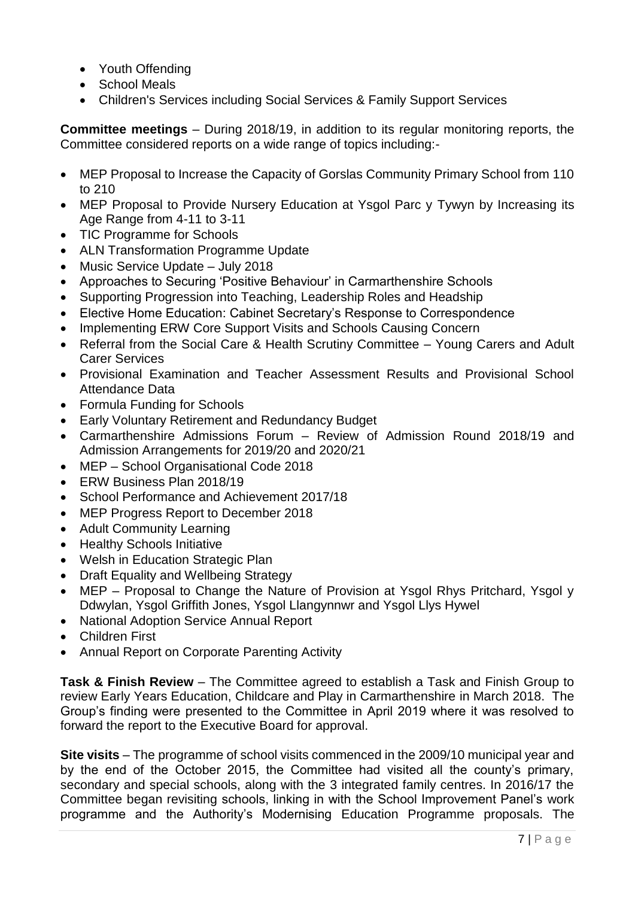- Youth Offending
- School Meals
- Children's Services including Social Services & Family Support Services

**Committee meetings** – During 2018/19, in addition to its regular monitoring reports, the Committee considered reports on a wide range of topics including:-

- MEP Proposal to Increase the Capacity of Gorslas Community Primary School from 110 to 210
- MEP Proposal to Provide Nursery Education at Ysgol Parc y Tywyn by Increasing its Age Range from 4-11 to 3-11
- TIC Programme for Schools
- ALN Transformation Programme Update
- Music Service Update – July 2018
- Approaches to Securing 'Positive Behaviour' in Carmarthenshire Schools
- Supporting Progression into Teaching, Leadership Roles and Headship
- Elective Home Education: Cabinet Secretary's Response to Correspondence
- Implementing ERW Core Support Visits and Schools Causing Concern
- Referral from the Social Care & Health Scrutiny Committee – Young Carers and Adult Carer Services
- Provisional Examination and Teacher Assessment Results and Provisional School Attendance Data
- Formula Funding for Schools
- Early Voluntary Retirement and Redundancy Budget
- Carmarthenshire Admissions Forum – Review of Admission Round 2018/19 and Admission Arrangements for 2019/20 and 2020/21
- MEP – School Organisational Code 2018
- ERW Business Plan 2018/19
- School Performance and Achievement 2017/18
- MEP Progress Report to December 2018
- Adult Community Learning
- Healthy Schools Initiative
- Welsh in Education Strategic Plan
- Draft Equality and Wellbeing Strategy
- MEP – Proposal to Change the Nature of Provision at Ysgol Rhys Pritchard, Ysgol y Ddwylan, Ysgol Griffith Jones, Ysgol Llangynnwr and Ysgol Llys Hywel
- National Adoption Service Annual Report
- Children First
- Annual Report on Corporate Parenting Activity

**Task & Finish Review** – The Committee agreed to establish a Task and Finish Group to review Early Years Education, Childcare and Play in Carmarthenshire in March 2018. The Group's finding were presented to the Committee in April 2019 where it was resolved to forward the report to the Executive Board for approval.

**Site visits** – The programme of school visits commenced in the 2009/10 municipal year and by the end of the October 2015, the Committee had visited all the county's primary, secondary and special schools, along with the 3 integrated family centres. In 2016/17 the Committee began revisiting schools, linking in with the School Improvement Panel's work programme and the Authority's Modernising Education Programme proposals. The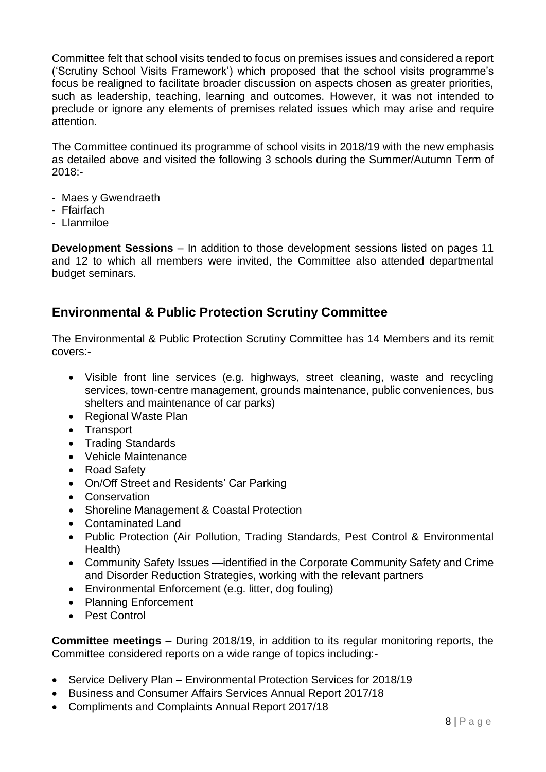Committee felt that school visits tended to focus on premises issues and considered a report ('Scrutiny School Visits Framework') which proposed that the school visits programme's focus be realigned to facilitate broader discussion on aspects chosen as greater priorities, such as leadership, teaching, learning and outcomes. However, it was not intended to preclude or ignore any elements of premises related issues which may arise and require attention.

The Committee continued its programme of school visits in 2018/19 with the new emphasis as detailed above and visited the following 3 schools during the Summer/Autumn Term of 2018:-

- Maes y Gwendraeth
- Ffairfach
- Llanmiloe

**Development Sessions** – In addition to those development sessions listed on pages 11 and 12 to which all members were invited, the Committee also attended departmental budget seminars.

## Environmental & Public Protection Scrutiny Committee

The Environmental & Public Protection Scrutiny Committee has 14 Members and its remit covers:-

- Visible front line services (e.g. highways, street cleaning, waste and recycling services, town-centre management, grounds maintenance, public conveniences, bus shelters and maintenance of car parks)
- Regional Waste Plan
- Transport
- Trading Standards
- Vehicle Maintenance
- Road Safety
- On/Off Street and Residents' Car Parking
- Conservation
- Shoreline Management & Coastal Protection
- Contaminated Land
- Public Protection (Air Pollution, Trading Standards, Pest Control & Environmental Health)
- Community Safety Issues —identified in the Corporate Community Safety and Crime and Disorder Reduction Strategies, working with the relevant partners
- Environmental Enforcement (e.g. litter, dog fouling)
- Planning Enforcement
- Pest Control

**Committee meetings** – During 2018/19, in addition to its regular monitoring reports, the Committee considered reports on a wide range of topics including:-

- Service Delivery Plan – Environmental Protection Services for 2018/19
- Business and Consumer Affairs Services Annual Report 2017/18
- Compliments and Complaints Annual Report 2017/18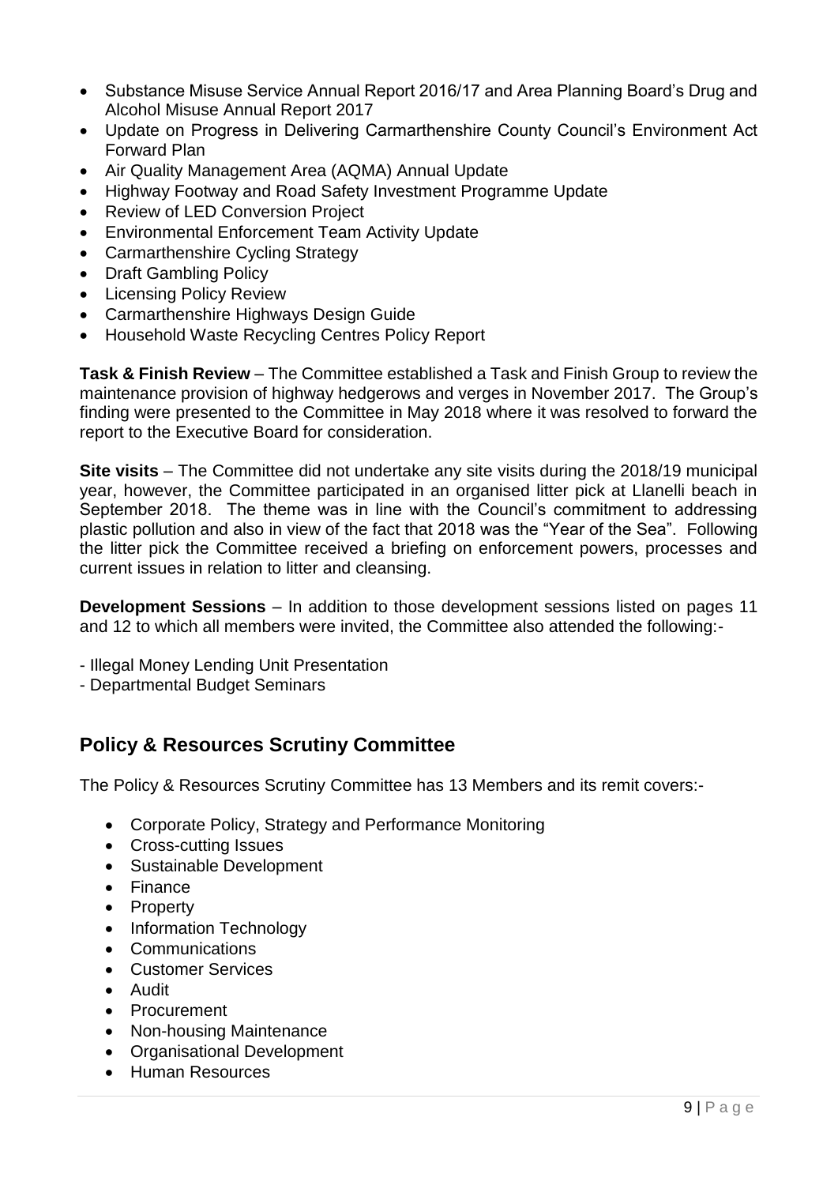- Substance Misuse Service Annual Report 2016/17 and Area Planning Board's Drug and Alcohol Misuse Annual Report 2017
- Update on Progress in Delivering Carmarthenshire County Council's Environment Act Forward Plan
- Air Quality Management Area (AQMA) Annual Update
- Highway Footway and Road Safety Investment Programme Update
- Review of LED Conversion Project
- Environmental Enforcement Team Activity Update
- Carmarthenshire Cycling Strategy
- Draft Gambling Policy
- Licensing Policy Review
- Carmarthenshire Highways Design Guide
- Household Waste Recycling Centres Policy Report

**Task & Finish Review** – The Committee established a Task and Finish Group to review the maintenance provision of highway hedgerows and verges in November 2017. The Group's finding were presented to the Committee in May 2018 where it was resolved to forward the report to the Executive Board for consideration.

**Site visits** – The Committee did not undertake any site visits during the 2018/19 municipal year, however, the Committee participated in an organised litter pick at Llanelli beach in September 2018. The theme was in line with the Council's commitment to addressing plastic pollution and also in view of the fact that 2018 was the "Year of the Sea". Following the litter pick the Committee received a briefing on enforcement powers, processes and current issues in relation to litter and cleansing.

**Development Sessions** – In addition to those development sessions listed on pages 11 and 12 to which all members were invited, the Committee also attended the following:-

- Illegal Money Lending Unit Presentation
- Departmental Budget Seminars

## Policy & Resources Scrutiny Committee

The Policy & Resources Scrutiny Committee has 13 Members and its remit covers:-

- Corporate Policy, Strategy and Performance Monitoring
- Cross-cutting Issues
- Sustainable Development
- Finance
- Property
- Information Technology
- Communications
- Customer Services
- Audit
- Procurement
- Non-housing Maintenance
- Organisational Development
- Human Resources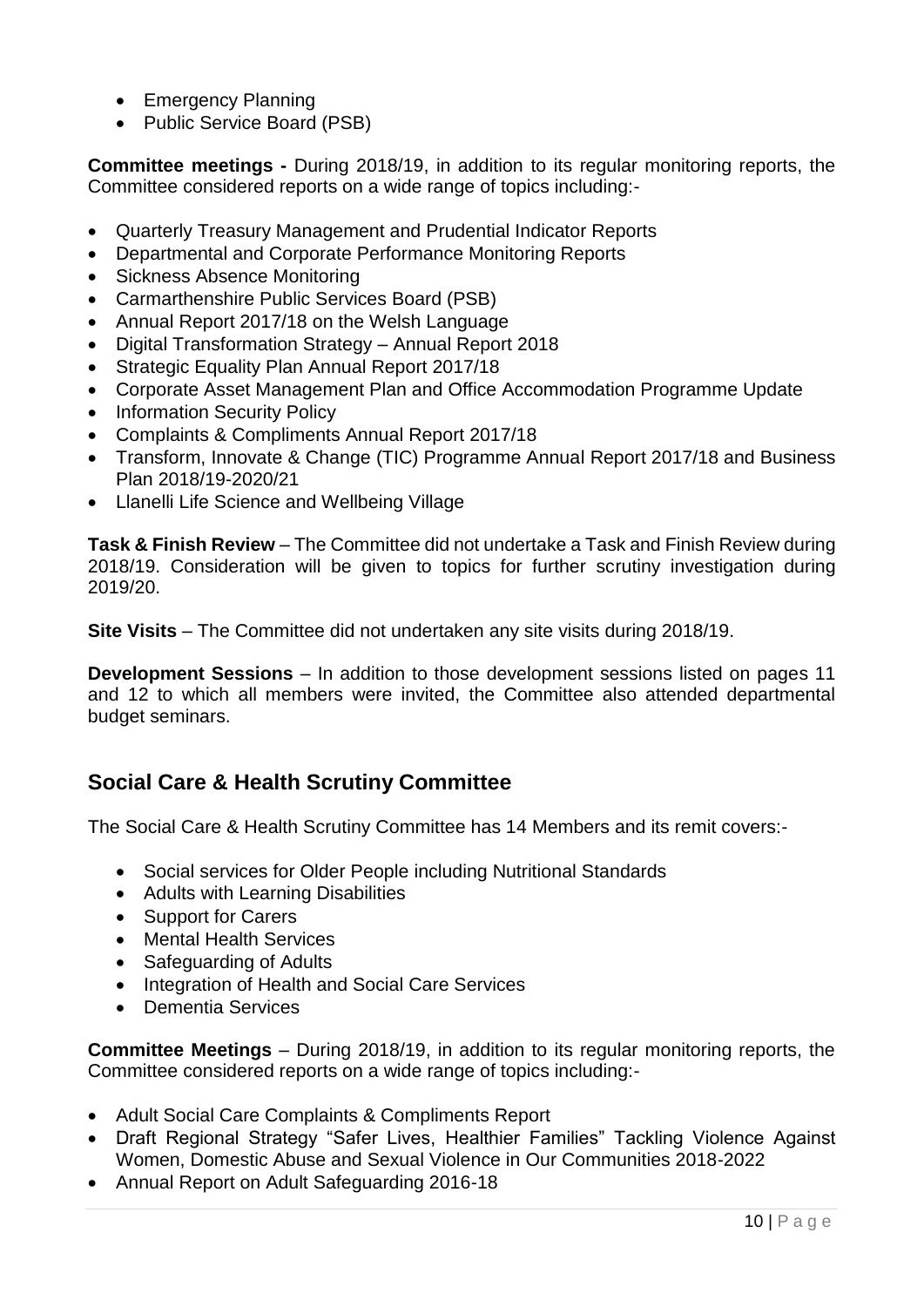- Emergency Planning
- Public Service Board (PSB)

**Committee meetings -** During 2018/19, in addition to its regular monitoring reports, the Committee considered reports on a wide range of topics including:-

- Quarterly Treasury Management and Prudential Indicator Reports
- Departmental and Corporate Performance Monitoring Reports
- Sickness Absence Monitoring
- Carmarthenshire Public Services Board (PSB)
- Annual Report 2017/18 on the Welsh Language
- Digital Transformation Strategy – Annual Report 2018
- Strategic Equality Plan Annual Report 2017/18
- Corporate Asset Management Plan and Office Accommodation Programme Update
- Information Security Policy
- Complaints & Compliments Annual Report 2017/18
- Transform, Innovate & Change (TIC) Programme Annual Report 2017/18 and Business Plan 2018/19-2020/21
- Llanelli Life Science and Wellbeing Village

**Task & Finish Review** – The Committee did not undertake a Task and Finish Review during 2018/19. Consideration will be given to topics for further scrutiny investigation during 2019/20.

**Site Visits** – The Committee did not undertaken any site visits during 2018/19.

**Development Sessions** – In addition to those development sessions listed on pages 11 and 12 to which all members were invited, the Committee also attended departmental budget seminars.

## Social Care & Health Scrutiny Committee

The Social Care & Health Scrutiny Committee has 14 Members and its remit covers:-

- Social services for Older People including Nutritional Standards
- Adults with Learning Disabilities
- Support for Carers
- Mental Health Services
- Safeguarding of Adults
- Integration of Health and Social Care Services
- Dementia Services

**Committee Meetings** – During 2018/19, in addition to its regular monitoring reports, the Committee considered reports on a wide range of topics including:-

- Adult Social Care Complaints & Compliments Report
- Draft Regional Strategy "Safer Lives, Healthier Families" Tackling Violence Against Women, Domestic Abuse and Sexual Violence in Our Communities 2018-2022
- Annual Report on Adult Safeguarding 2016-18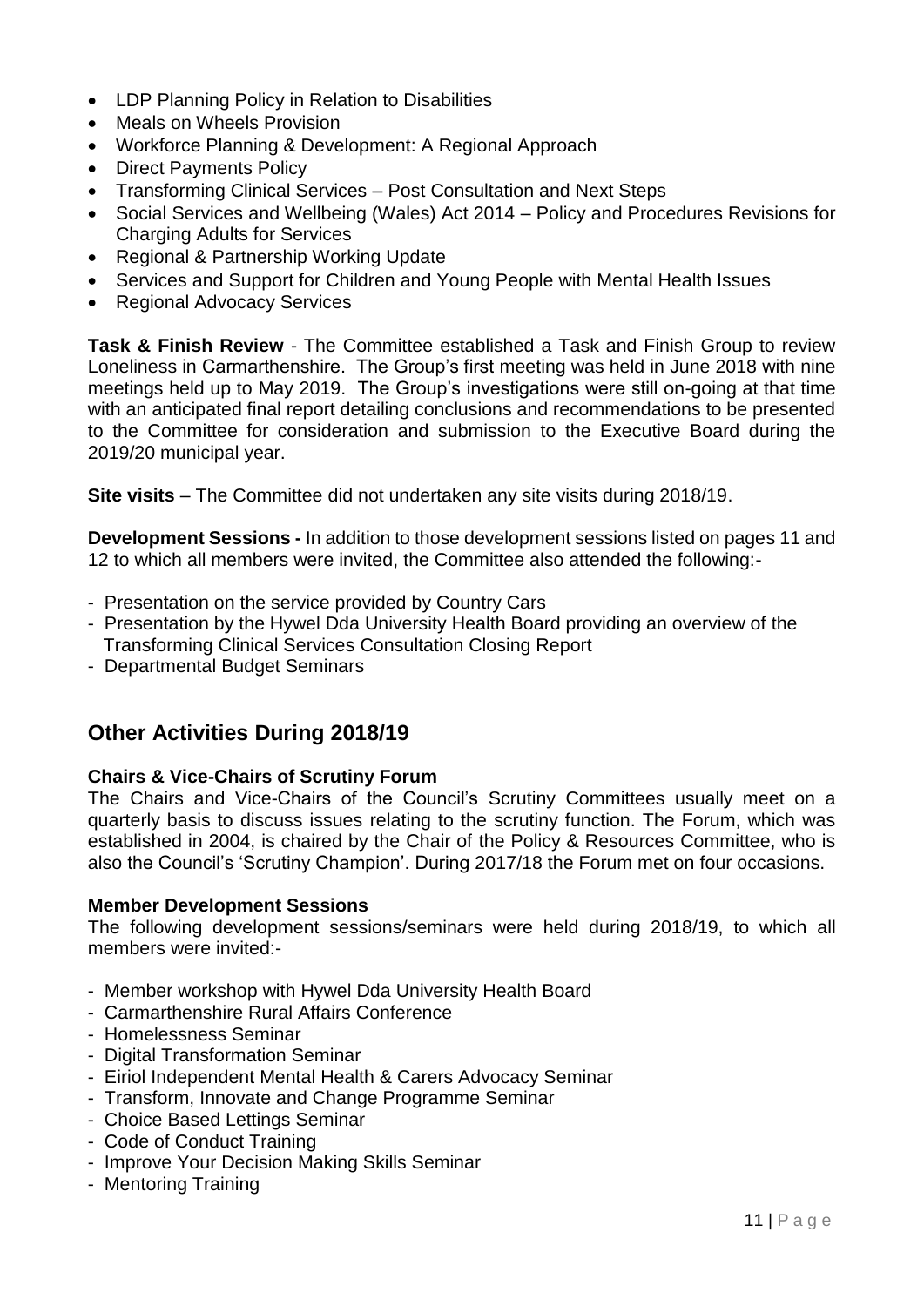- LDP Planning Policy in Relation to Disabilities
- Meals on Wheels Provision
- Workforce Planning & Development: A Regional Approach
- Direct Payments Policy
- Transforming Clinical Services – Post Consultation and Next Steps
- Social Services and Wellbeing (Wales) Act 2014 – Policy and Procedures Revisions for Charging Adults for Services
- Regional & Partnership Working Update
- Services and Support for Children and Young People with Mental Health Issues
- Regional Advocacy Services

**Task & Finish Review** - The Committee established a Task and Finish Group to review Loneliness in Carmarthenshire. The Group's first meeting was held in June 2018 with nine meetings held up to May 2019. The Group's investigations were still on-going at that time with an anticipated final report detailing conclusions and recommendations to be presented to the Committee for consideration and submission to the Executive Board during the 2019/20 municipal year.

**Site visits** – The Committee did not undertaken any site visits during 2018/19.

**Development Sessions -** In addition to those development sessions listed on pages 11 and 12 to which all members were invited, the Committee also attended the following:-

- Presentation on the service provided by Country Cars
- Presentation by the Hywel Dda University Health Board providing an overview of the Transforming Clinical Services Consultation Closing Report
- Departmental Budget Seminars

## Other Activities During 2018/19

**Chairs & Vice-Chairs of Scrutiny Forum**

The Chairs and Vice-Chairs of the Council's Scrutiny Committees usually meet on a quarterly basis to discuss issues relating to the scrutiny function. The Forum, which was established in 2004, is chaired by the Chair of the Policy & Resources Committee, who is also the Council's 'Scrutiny Champion'. During 2017/18 the Forum met on four occasions.

**Member Development Sessions**

The following development sessions/seminars were held during 2018/19, to which all members were invited:-

- Member workshop with Hywel Dda University Health Board
- Carmarthenshire Rural Affairs Conference
- Homelessness Seminar
- Digital Transformation Seminar
- Eiriol Independent Mental Health & Carers Advocacy Seminar
- Transform, Innovate and Change Programme Seminar
- Choice Based Lettings Seminar
- Code of Conduct Training
- Improve Your Decision Making Skills Seminar
- Mentoring Training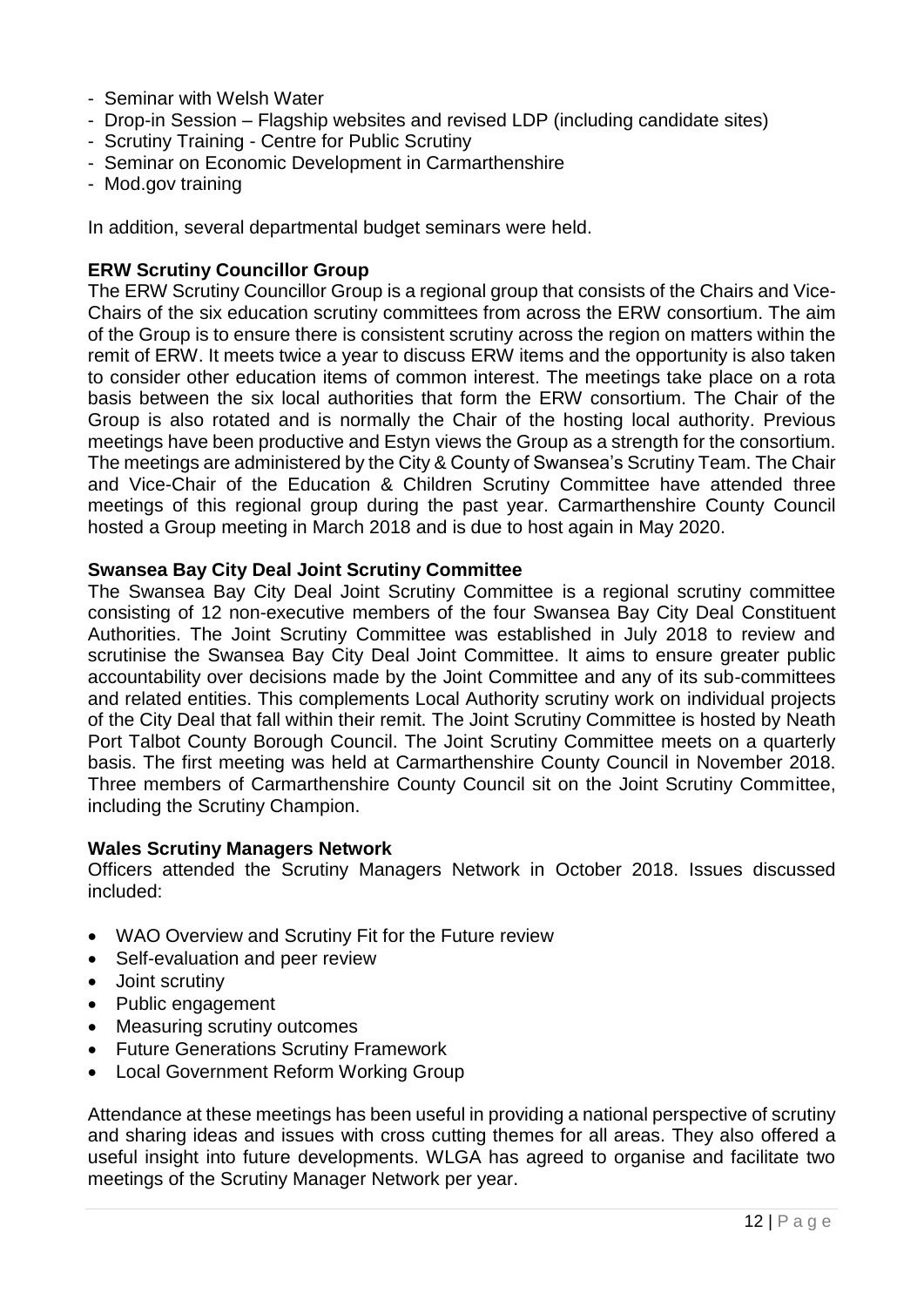- Seminar with Welsh Water
- Drop-in Session – Flagship websites and revised LDP (including candidate sites)
- Scrutiny Training - Centre for Public Scrutiny
- Seminar on Economic Development in Carmarthenshire
- Mod.gov training

In addition, several departmental budget seminars were held.

**ERW Scrutiny Councillor Group**

The ERW Scrutiny Councillor Group is a regional group that consists of the Chairs and Vice-Chairs of the six education scrutiny committees from across the ERW consortium. The aim of the Group is to ensure there is consistent scrutiny across the region on matters within the remit of ERW. It meets twice a year to discuss ERW items and the opportunity is also taken to consider other education items of common interest. The meetings take place on a rota basis between the six local authorities that form the ERW consortium. The Chair of the Group is also rotated and is normally the Chair of the hosting local authority. Previous meetings have been productive and Estyn views the Group as a strength for the consortium. The meetings are administered by the City & County of Swansea's Scrutiny Team. The Chair and Vice-Chair of the Education & Children Scrutiny Committee have attended three meetings of this regional group during the past year. Carmarthenshire County Council hosted a Group meeting in March 2018 and is due to host again in May 2020.

**Swansea Bay City Deal Joint Scrutiny Committee**

The Swansea Bay City Deal Joint Scrutiny Committee is a regional scrutiny committee consisting of 12 non-executive members of the four Swansea Bay City Deal Constituent Authorities. The Joint Scrutiny Committee was established in July 2018 to review and scrutinise the Swansea Bay City Deal Joint Committee. It aims to ensure greater public accountability over decisions made by the Joint Committee and any of its sub-committees and related entities. This complements Local Authority scrutiny work on individual projects of the City Deal that fall within their remit. The Joint Scrutiny Committee is hosted by Neath Port Talbot County Borough Council. The Joint Scrutiny Committee meets on a quarterly basis. The first meeting was held at Carmarthenshire County Council in November 2018. Three members of Carmarthenshire County Council sit on the Joint Scrutiny Committee, including the Scrutiny Champion.

**Wales Scrutiny Managers Network**

Officers attended the Scrutiny Managers Network in October 2018. Issues discussed included:

- WAO Overview and Scrutiny Fit for the Future review
- Self-evaluation and peer review
- Joint scrutiny
- Public engagement
- Measuring scrutiny outcomes
- Future Generations Scrutiny Framework
- Local Government Reform Working Group

Attendance at these meetings has been useful in providing a national perspective of scrutiny and sharing ideas and issues with cross cutting themes for all areas. They also offered a useful insight into future developments. WLGA has agreed to organise and facilitate two meetings of the Scrutiny Manager Network per year.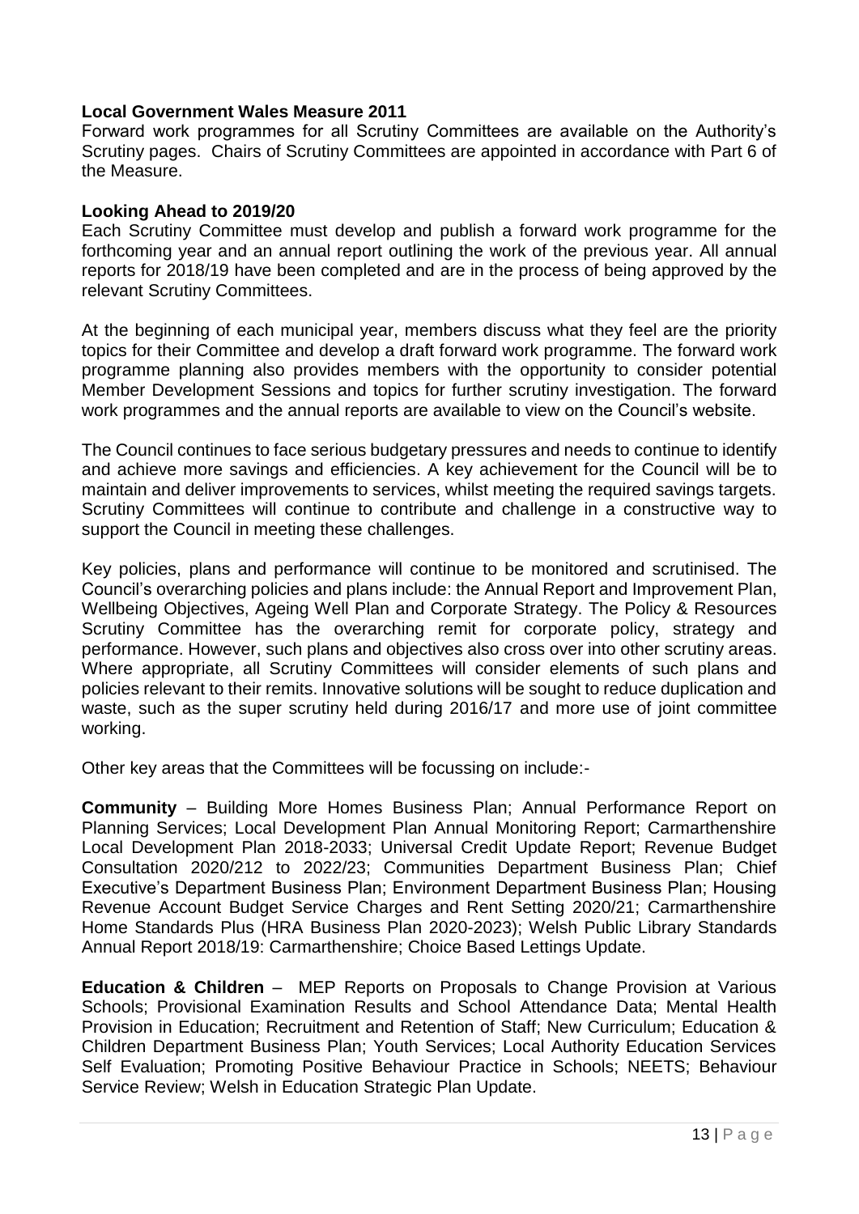**Local Government Wales Measure 2011**

Forward work programmes for all Scrutiny Committees are available on the Authority's Scrutiny pages. Chairs of Scrutiny Committees are appointed in accordance with Part 6 of the Measure.

**Looking Ahead to 2019/20**

Each Scrutiny Committee must develop and publish a forward work programme for the forthcoming year and an annual report outlining the work of the previous year. All annual reports for 2018/19 have been completed and are in the process of being approved by the relevant Scrutiny Committees.

At the beginning of each municipal year, members discuss what they feel are the priority topics for their Committee and develop a draft forward work programme. The forward work programme planning also provides members with the opportunity to consider potential Member Development Sessions and topics for further scrutiny investigation. The forward work programmes and the annual reports are available to view on the Council's website.

The Council continues to face serious budgetary pressures and needs to continue to identify and achieve more savings and efficiencies. A key achievement for the Council will be to maintain and deliver improvements to services, whilst meeting the required savings targets. Scrutiny Committees will continue to contribute and challenge in a constructive way to support the Council in meeting these challenges.

Key policies, plans and performance will continue to be monitored and scrutinised. The Council's overarching policies and plans include: the Annual Report and Improvement Plan, Wellbeing Objectives, Ageing Well Plan and Corporate Strategy. The Policy & Resources Scrutiny Committee has the overarching remit for corporate policy, strategy and performance. However, such plans and objectives also cross over into other scrutiny areas. Where appropriate, all Scrutiny Committees will consider elements of such plans and policies relevant to their remits. Innovative solutions will be sought to reduce duplication and waste, such as the super scrutiny held during 2016/17 and more use of joint committee working.

Other key areas that the Committees will be focussing on include:-

**Community** – Building More Homes Business Plan; Annual Performance Report on Planning Services; Local Development Plan Annual Monitoring Report; Carmarthenshire Local Development Plan 2018-2033; Universal Credit Update Report; Revenue Budget Consultation 2020/212 to 2022/23; Communities Department Business Plan; Chief Executive's Department Business Plan; Environment Department Business Plan; Housing Revenue Account Budget Service Charges and Rent Setting 2020/21; Carmarthenshire Home Standards Plus (HRA Business Plan 2020-2023); Welsh Public Library Standards Annual Report 2018/19: Carmarthenshire; Choice Based Lettings Update.

**Education & Children** – MEP Reports on Proposals to Change Provision at Various Schools; Provisional Examination Results and School Attendance Data; Mental Health Provision in Education; Recruitment and Retention of Staff; New Curriculum; Education & Children Department Business Plan; Youth Services; Local Authority Education Services Self Evaluation; Promoting Positive Behaviour Practice in Schools; NEETS; Behaviour Service Review; Welsh in Education Strategic Plan Update.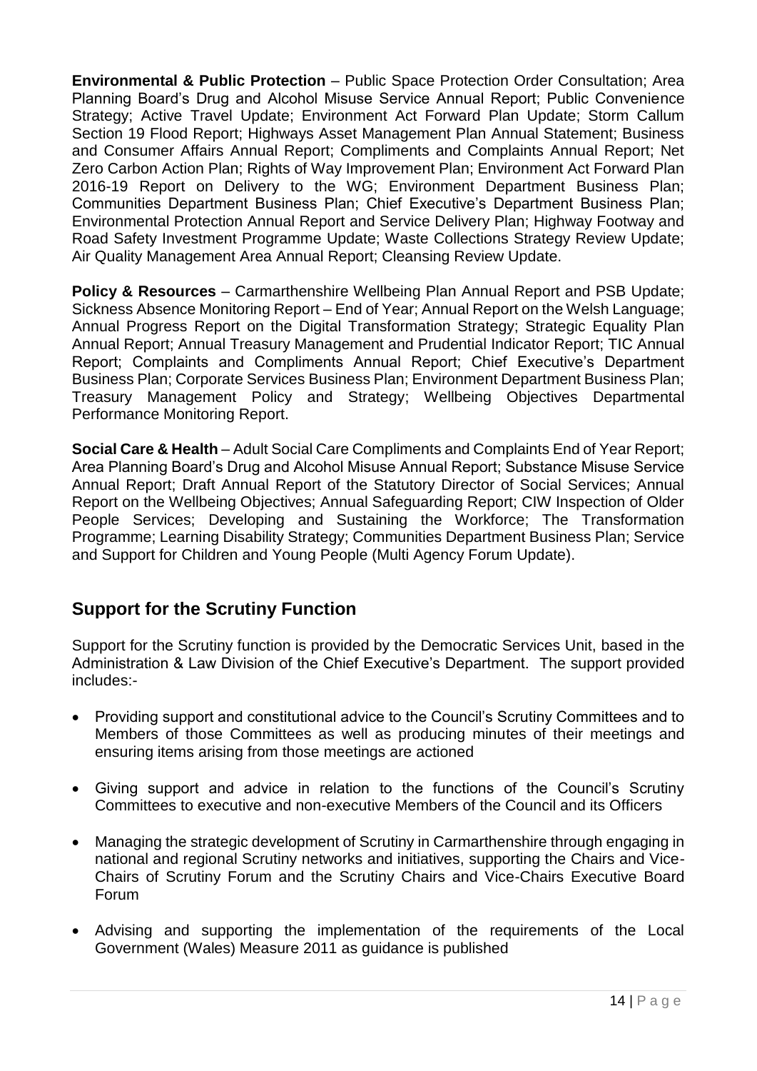**Environmental & Public Protection** – Public Space Protection Order Consultation; Area Planning Board's Drug and Alcohol Misuse Service Annual Report; Public Convenience Strategy; Active Travel Update; Environment Act Forward Plan Update; Storm Callum Section 19 Flood Report; Highways Asset Management Plan Annual Statement; Business and Consumer Affairs Annual Report; Compliments and Complaints Annual Report; Net Zero Carbon Action Plan; Rights of Way Improvement Plan; Environment Act Forward Plan 2016-19 Report on Delivery to the WG; Environment Department Business Plan; Communities Department Business Plan; Chief Executive's Department Business Plan; Environmental Protection Annual Report and Service Delivery Plan; Highway Footway and Road Safety Investment Programme Update; Waste Collections Strategy Review Update; Air Quality Management Area Annual Report; Cleansing Review Update.

**Policy & Resources** – Carmarthenshire Wellbeing Plan Annual Report and PSB Update; Sickness Absence Monitoring Report – End of Year; Annual Report on the Welsh Language; Annual Progress Report on the Digital Transformation Strategy; Strategic Equality Plan Annual Report; Annual Treasury Management and Prudential Indicator Report; TIC Annual Report; Complaints and Compliments Annual Report; Chief Executive's Department Business Plan; Corporate Services Business Plan; Environment Department Business Plan; Treasury Management Policy and Strategy; Wellbeing Objectives Departmental Performance Monitoring Report.

**Social Care & Health** – Adult Social Care Compliments and Complaints End of Year Report; Area Planning Board's Drug and Alcohol Misuse Annual Report; Substance Misuse Service Annual Report; Draft Annual Report of the Statutory Director of Social Services; Annual Report on the Wellbeing Objectives; Annual Safeguarding Report; CIW Inspection of Older People Services; Developing and Sustaining the Workforce; The Transformation Programme; Learning Disability Strategy; Communities Department Business Plan; Service and Support for Children and Young People (Multi Agency Forum Update).

## Support for the Scrutiny Function

Support for the Scrutiny function is provided by the Democratic Services Unit, based in the Administration & Law Division of the Chief Executive's Department. The support provided includes:-

- Providing support and constitutional advice to the Council's Scrutiny Committees and to Members of those Committees as well as producing minutes of their meetings and ensuring items arising from those meetings are actioned
- Giving support and advice in relation to the functions of the Council's Scrutiny Committees to executive and non-executive Members of the Council and its Officers
- Managing the strategic development of Scrutiny in Carmarthenshire through engaging in national and regional Scrutiny networks and initiatives, supporting the Chairs and Vice-Chairs of Scrutiny Forum and the Scrutiny Chairs and Vice-Chairs Executive Board Forum
- Advising and supporting the implementation of the requirements of the Local Government (Wales) Measure 2011 as guidance is published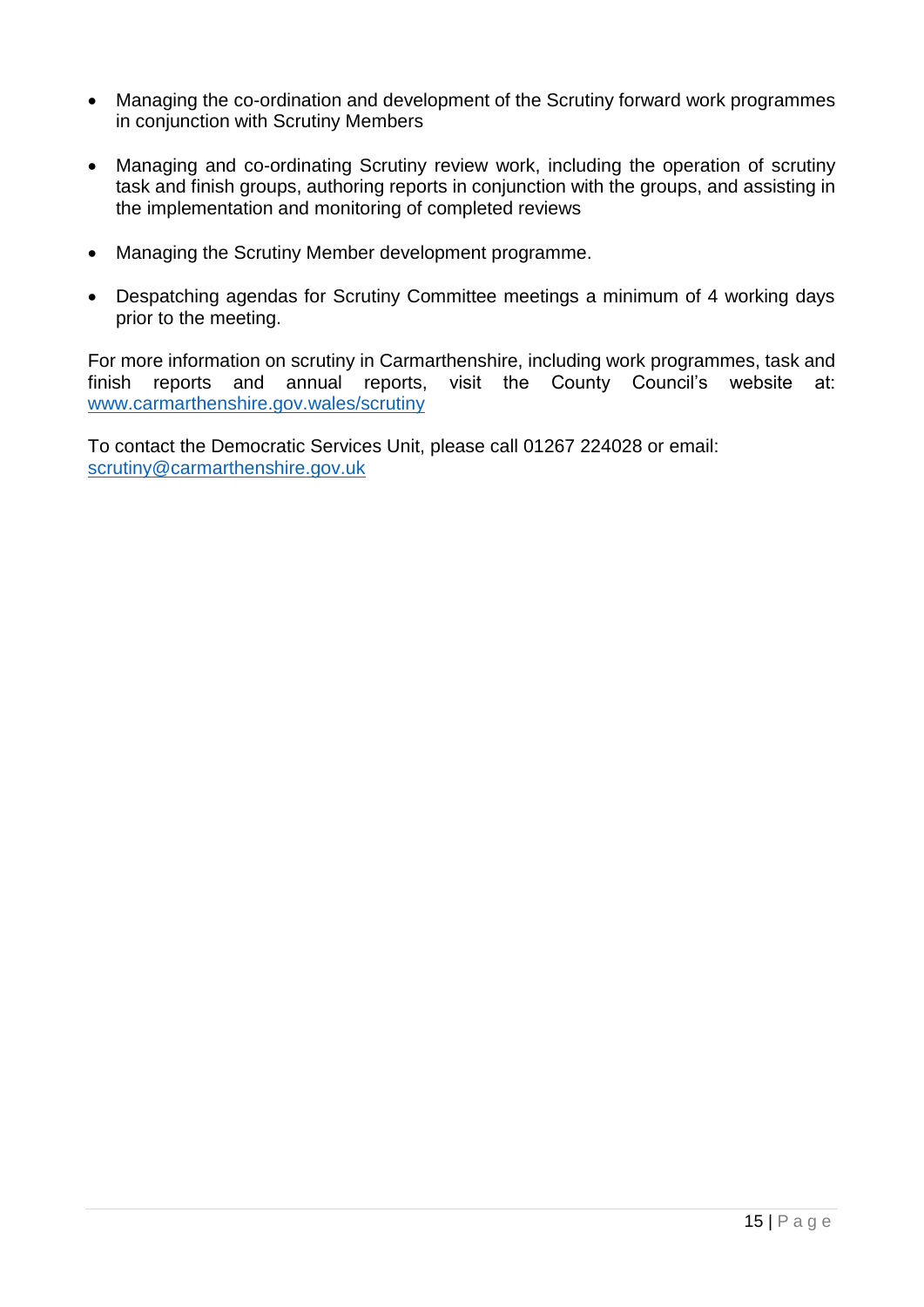- Managing the co-ordination and development of the Scrutiny forward work programmes in conjunction with Scrutiny Members

- Managing and co-ordinating Scrutiny review work, including the operation of scrutiny task and finish groups, authoring reports in conjunction with the groups, and assisting in the implementation and monitoring of completed reviews

- Managing the Scrutiny Member development programme.

- Despatching agendas for Scrutiny Committee meetings a minimum of 4 working days prior to the meeting.

For more information on scrutiny in Carmarthenshire, including work programmes, task and finish reports and annual reports, visit the County Council's website at: www.carmarthenshire.gov.wales/scrutiny

To contact the Democratic Services Unit, please call 01267 224028 or email: scrutiny@carmarthenshire.gov.uk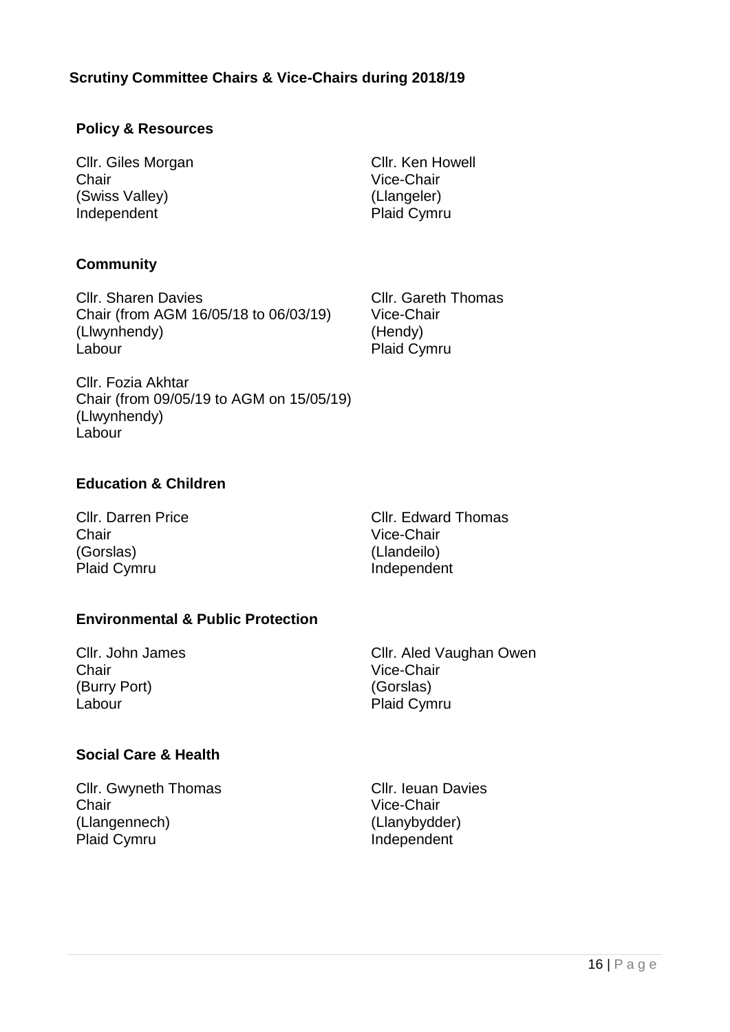## Scrutiny Committee Chairs & Vice-Chairs during 2018/19

### Policy & Resources

Cllr. Giles Morgan
Chair
(Swiss Valley)
Independent

Cllr. Ken Howell
Vice-Chair
(Llangeler)
Plaid Cymru

### Community

Cllr. Sharen Davies
Chair (from AGM 16/05/18 to 06/03/19)
(Llwynhendy)
Labour

Cllr. Gareth Thomas
Vice-Chair
(Hendy)
Plaid Cymru

Cllr. Fozia Akhtar
Chair (from 09/05/19 to AGM on 15/05/19)
(Llwynhendy)
Labour

### Education & Children

Cllr. Darren Price
Chair
(Gorslas)
Plaid Cymru

Cllr. Edward Thomas
Vice-Chair
(Llandeilo)
Independent

### Environmental & Public Protection

Cllr. John James
Chair
(Burry Port)
Labour

Cllr. Aled Vaughan Owen
Vice-Chair
(Gorslas)
Plaid Cymru

### Social Care & Health

Cllr. Gwyneth Thomas
Chair
(Llangennech)
Plaid Cymru

Cllr. Ieuan Davies
Vice-Chair
(Llanybydder)
Independent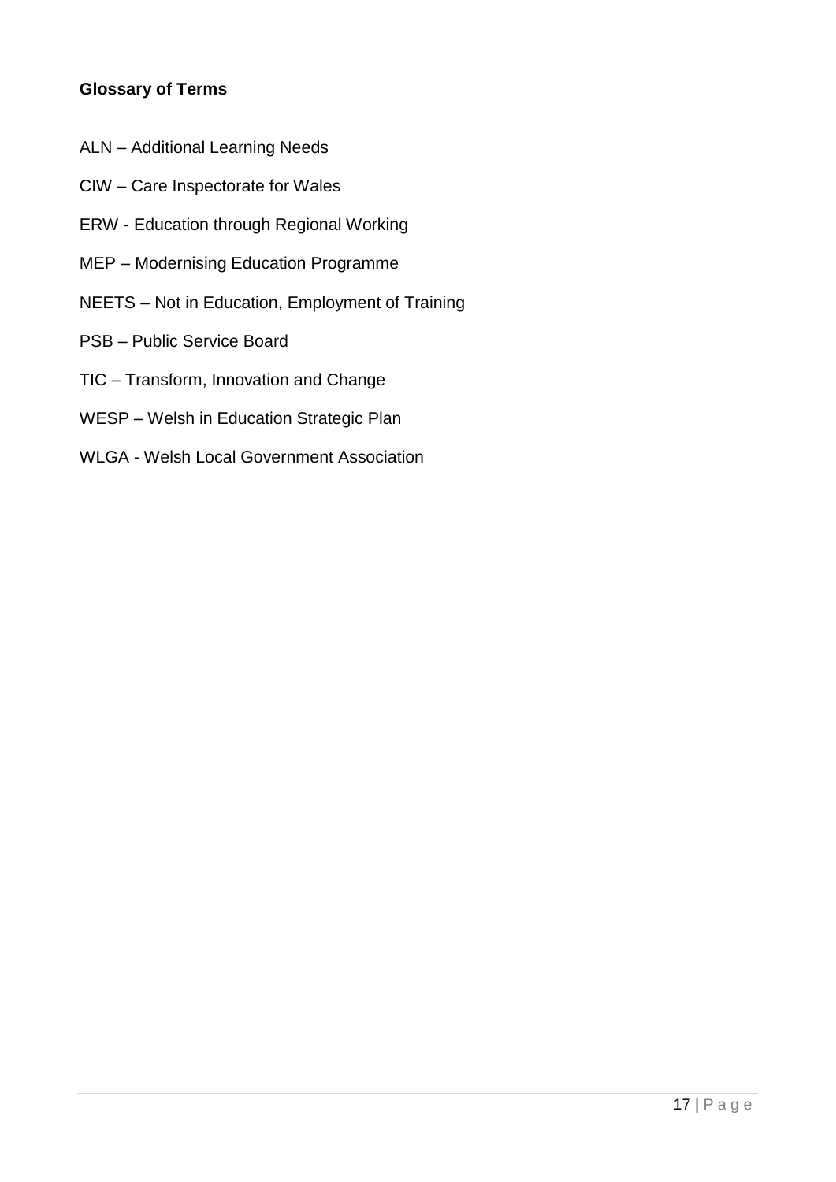**Glossary of Terms**

ALN – Additional Learning Needs

CIW – Care Inspectorate for Wales

ERW - Education through Regional Working

MEP – Modernising Education Programme

NEETS – Not in Education, Employment of Training

PSB – Public Service Board

TIC – Transform, Innovation and Change

WESP – Welsh in Education Strategic Plan

WLGA - Welsh Local Government Association